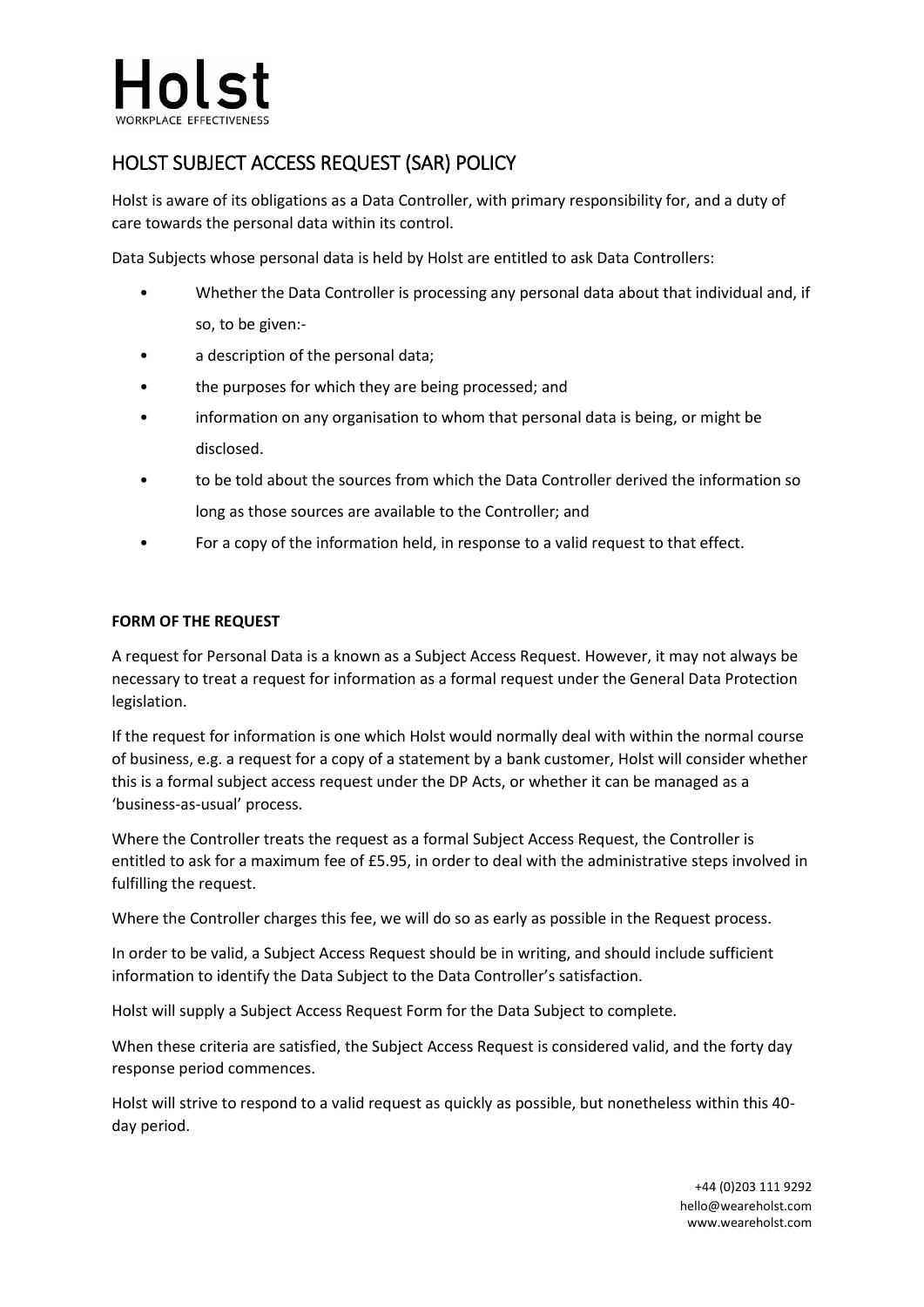# Holst
WORKPLACE EFFECTIVENESS

## HOLST SUBJECT ACCESS REQUEST (SAR) POLICY

Holst is aware of its obligations as a Data Controller, with primary responsibility for, and a duty of care towards the personal data within its control.

Data Subjects whose personal data is held by Holst are entitled to ask Data Controllers:

- Whether the Data Controller is processing any personal data about that individual and, if so, to be given:-
- a description of the personal data;
- the purposes for which they are being processed; and
- information on any organisation to whom that personal data is being, or might be disclosed.
- to be told about the sources from which the Data Controller derived the information so long as those sources are available to the Controller; and
- For a copy of the information held, in response to a valid request to that effect.

**FORM OF THE REQUEST**

A request for Personal Data is a known as a Subject Access Request. However, it may not always be necessary to treat a request for information as a formal request under the General Data Protection legislation.

If the request for information is one which Holst would normally deal with within the normal course of business, e.g. a request for a copy of a statement by a bank customer, Holst will consider whether this is a formal subject access request under the DP Acts, or whether it can be managed as a 'business-as-usual' process.

Where the Controller treats the request as a formal Subject Access Request, the Controller is entitled to ask for a maximum fee of £5.95, in order to deal with the administrative steps involved in fulfilling the request.

Where the Controller charges this fee, we will do so as early as possible in the Request process.

In order to be valid, a Subject Access Request should be in writing, and should include sufficient information to identify the Data Subject to the Data Controller's satisfaction.

Holst will supply a Subject Access Request Form for the Data Subject to complete.

When these criteria are satisfied, the Subject Access Request is considered valid, and the forty day response period commences.

Holst will strive to respond to a valid request as quickly as possible, but nonetheless within this 40-day period.

+44 (0)203 111 9292
hello@weareholst.com
www.weareholst.com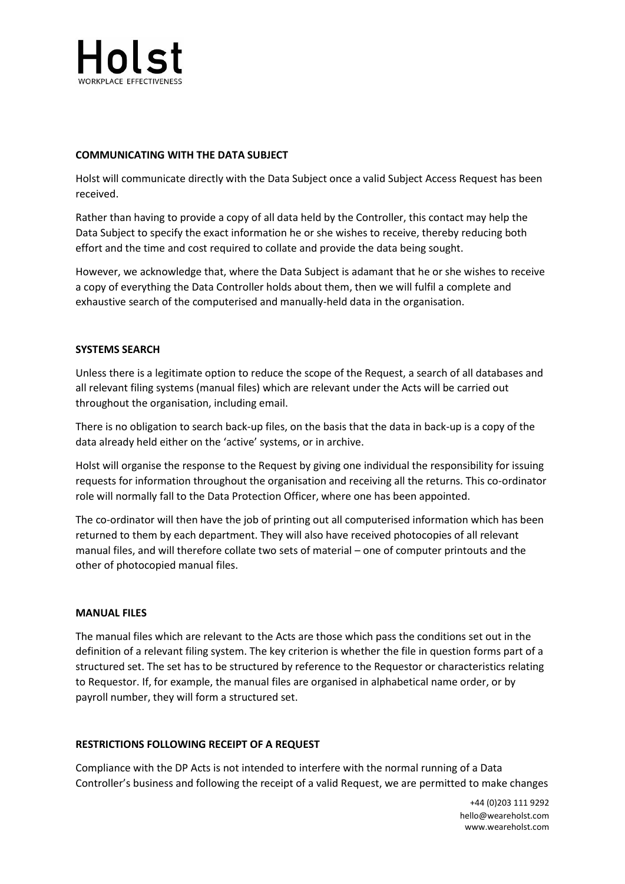## COMMUNICATING WITH THE DATA SUBJECT

Holst will communicate directly with the Data Subject once a valid Subject Access Request has been received.

Rather than having to provide a copy of all data held by the Controller, this contact may help the Data Subject to specify the exact information he or she wishes to receive, thereby reducing both effort and the time and cost required to collate and provide the data being sought.

However, we acknowledge that, where the Data Subject is adamant that he or she wishes to receive a copy of everything the Data Controller holds about them, then we will fulfil a complete and exhaustive search of the computerised and manually-held data in the organisation.

## SYSTEMS SEARCH

Unless there is a legitimate option to reduce the scope of the Request, a search of all databases and all relevant filing systems (manual files) which are relevant under the Acts will be carried out throughout the organisation, including email.

There is no obligation to search back-up files, on the basis that the data in back-up is a copy of the data already held either on the 'active' systems, or in archive.

Holst will organise the response to the Request by giving one individual the responsibility for issuing requests for information throughout the organisation and receiving all the returns. This co-ordinator role will normally fall to the Data Protection Officer, where one has been appointed.

The co-ordinator will then have the job of printing out all computerised information which has been returned to them by each department. They will also have received photocopies of all relevant manual files, and will therefore collate two sets of material – one of computer printouts and the other of photocopied manual files.

## MANUAL FILES

The manual files which are relevant to the Acts are those which pass the conditions set out in the definition of a relevant filing system. The key criterion is whether the file in question forms part of a structured set. The set has to be structured by reference to the Requestor or characteristics relating to Requestor. If, for example, the manual files are organised in alphabetical name order, or by payroll number, they will form a structured set.

## RESTRICTIONS FOLLOWING RECEIPT OF A REQUEST

Compliance with the DP Acts is not intended to interfere with the normal running of a Data Controller's business and following the receipt of a valid Request, we are permitted to make changes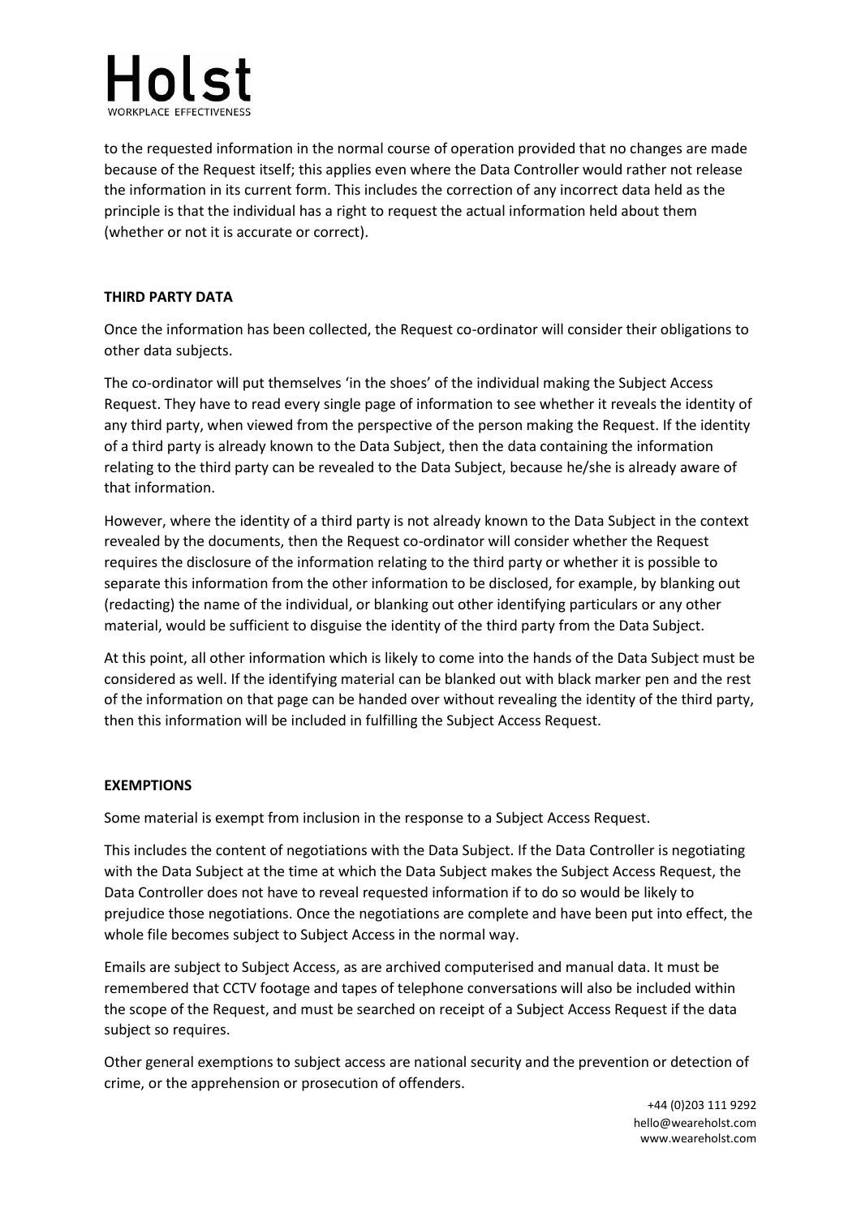to the requested information in the normal course of operation provided that no changes are made because of the Request itself; this applies even where the Data Controller would rather not release the information in its current form. This includes the correction of any incorrect data held as the principle is that the individual has a right to request the actual information held about them (whether or not it is accurate or correct).

**THIRD PARTY DATA**

Once the information has been collected, the Request co-ordinator will consider their obligations to other data subjects.

The co-ordinator will put themselves 'in the shoes' of the individual making the Subject Access Request. They have to read every single page of information to see whether it reveals the identity of any third party, when viewed from the perspective of the person making the Request. If the identity of a third party is already known to the Data Subject, then the data containing the information relating to the third party can be revealed to the Data Subject, because he/she is already aware of that information.

However, where the identity of a third party is not already known to the Data Subject in the context revealed by the documents, then the Request co-ordinator will consider whether the Request requires the disclosure of the information relating to the third party or whether it is possible to separate this information from the other information to be disclosed, for example, by blanking out (redacting) the name of the individual, or blanking out other identifying particulars or any other material, would be sufficient to disguise the identity of the third party from the Data Subject.

At this point, all other information which is likely to come into the hands of the Data Subject must be considered as well. If the identifying material can be blanked out with black marker pen and the rest of the information on that page can be handed over without revealing the identity of the third party, then this information will be included in fulfilling the Subject Access Request.

**EXEMPTIONS**

Some material is exempt from inclusion in the response to a Subject Access Request.

This includes the content of negotiations with the Data Subject. If the Data Controller is negotiating with the Data Subject at the time at which the Data Subject makes the Subject Access Request, the Data Controller does not have to reveal requested information if to do so would be likely to prejudice those negotiations. Once the negotiations are complete and have been put into effect, the whole file becomes subject to Subject Access in the normal way.

Emails are subject to Subject Access, as are archived computerised and manual data. It must be remembered that CCTV footage and tapes of telephone conversations will also be included within the scope of the Request, and must be searched on receipt of a Subject Access Request if the data subject so requires.

Other general exemptions to subject access are national security and the prevention or detection of crime, or the apprehension or prosecution of offenders.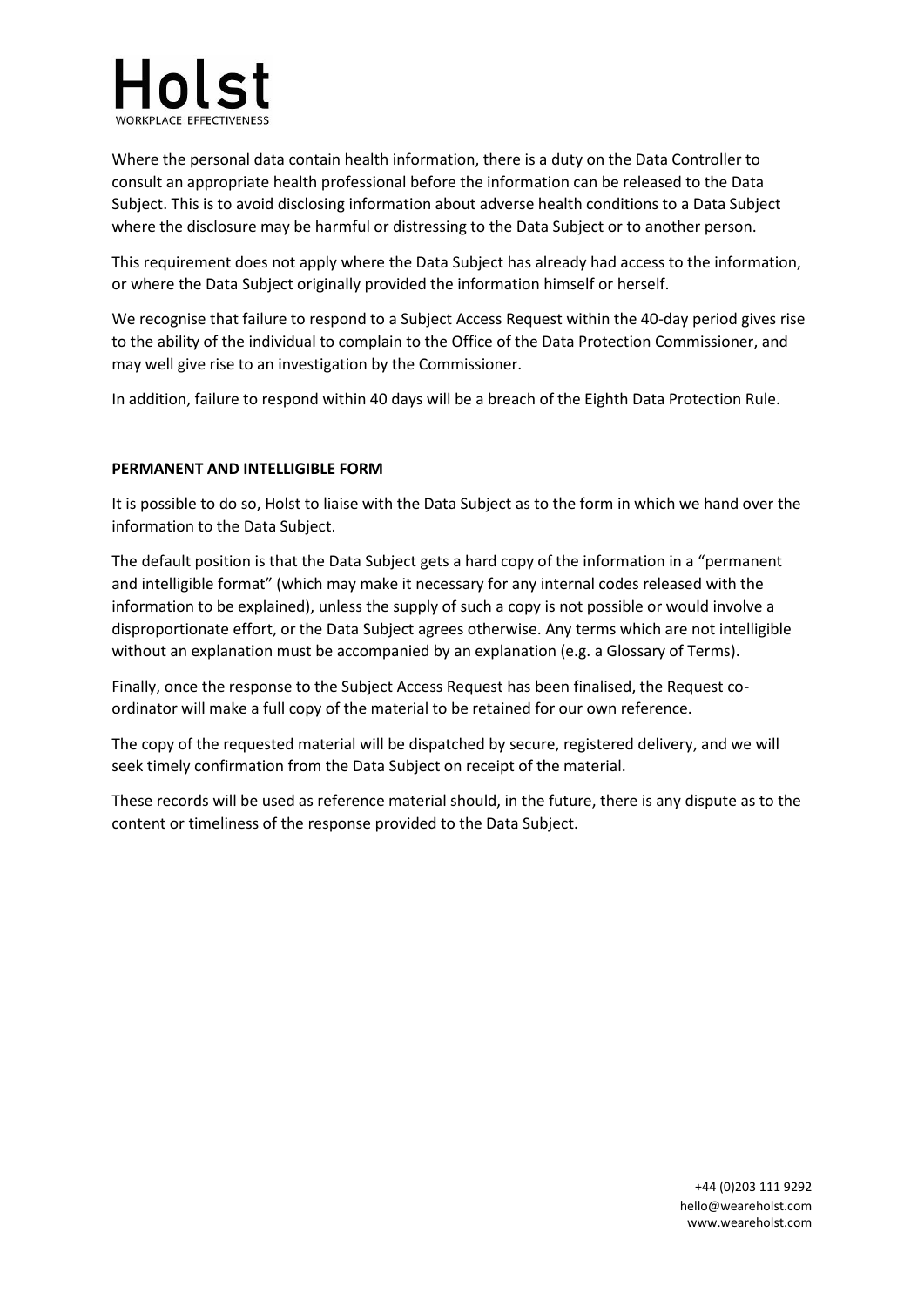Where the personal data contain health information, there is a duty on the Data Controller to consult an appropriate health professional before the information can be released to the Data Subject. This is to avoid disclosing information about adverse health conditions to a Data Subject where the disclosure may be harmful or distressing to the Data Subject or to another person.

This requirement does not apply where the Data Subject has already had access to the information, or where the Data Subject originally provided the information himself or herself.

We recognise that failure to respond to a Subject Access Request within the 40-day period gives rise to the ability of the individual to complain to the Office of the Data Protection Commissioner, and may well give rise to an investigation by the Commissioner.

In addition, failure to respond within 40 days will be a breach of the Eighth Data Protection Rule.

**PERMANENT AND INTELLIGIBLE FORM**

It is possible to do so, Holst to liaise with the Data Subject as to the form in which we hand over the information to the Data Subject.

The default position is that the Data Subject gets a hard copy of the information in a "permanent and intelligible format" (which may make it necessary for any internal codes released with the information to be explained), unless the supply of such a copy is not possible or would involve a disproportionate effort, or the Data Subject agrees otherwise. Any terms which are not intelligible without an explanation must be accompanied by an explanation (e.g. a Glossary of Terms).

Finally, once the response to the Subject Access Request has been finalised, the Request co-ordinator will make a full copy of the material to be retained for our own reference.

The copy of the requested material will be dispatched by secure, registered delivery, and we will seek timely confirmation from the Data Subject on receipt of the material.

These records will be used as reference material should, in the future, there is any dispute as to the content or timeliness of the response provided to the Data Subject.